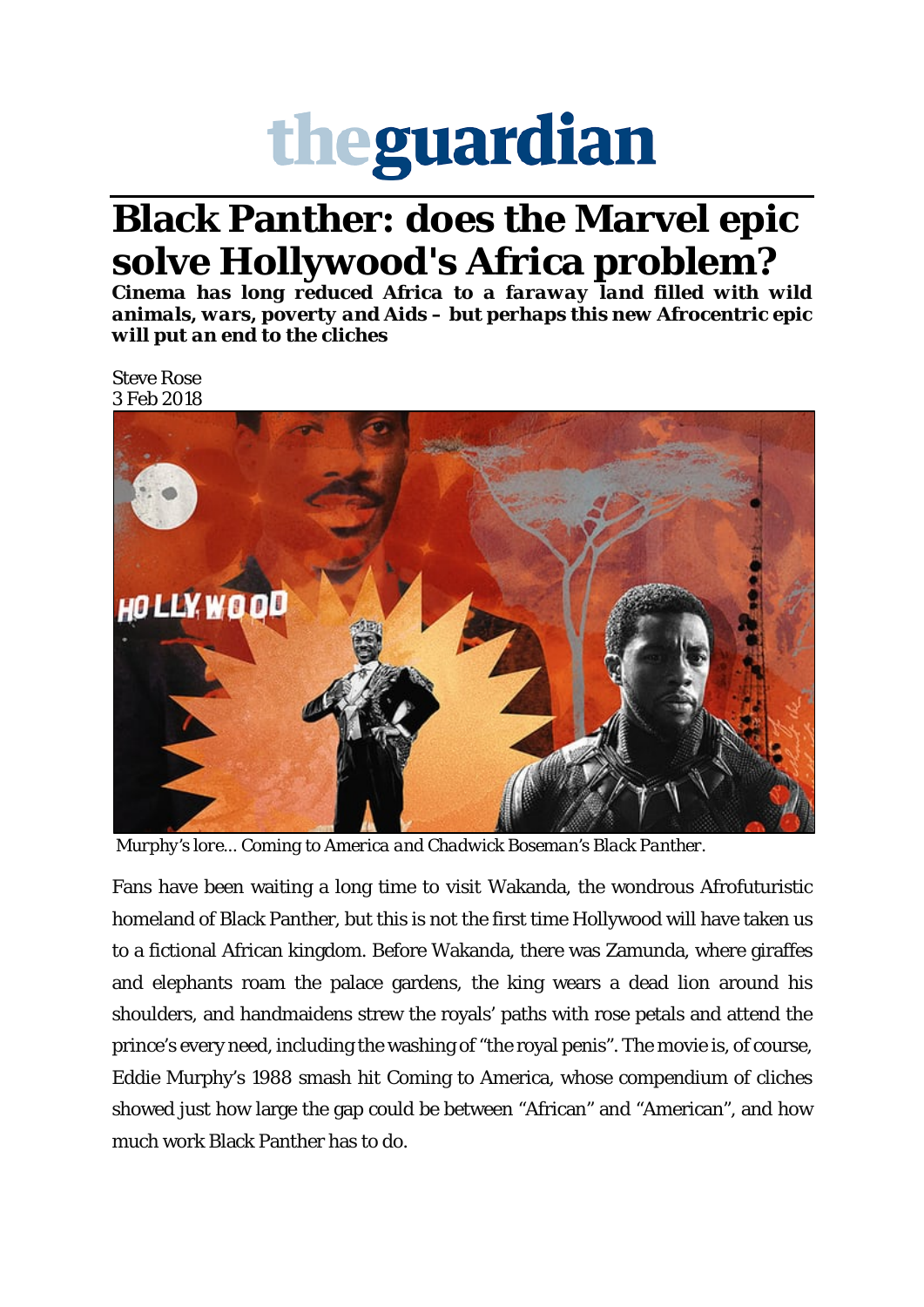# theguardian

# Black Panther: does the Marvel epic solve Hollywood's Africa problem?

***Cinema has long reduced Africa to a faraway land filled with wild animals, wars, poverty and Aids – but perhaps this new Afrocentric epic will put an end to the cliches***

Steve Rose
3 Feb 2018

*Murphy's lore... Coming to America and Chadwick Boseman's Black Panther.*

Fans have been waiting a long time to visit Wakanda, the wondrous Afrofuturistic homeland of Black Panther, but this is not the first time Hollywood will have taken us to a fictional African kingdom. Before Wakanda, there was Zamunda, where giraffes and elephants roam the palace gardens, the king wears a dead lion around his shoulders, and handmaidens strew the royals' paths with rose petals and attend the prince's every need, including the washing of "the royal penis". The movie is, of course, Eddie Murphy's 1988 smash hit Coming to America, whose compendium of cliches showed just how large the gap could be between "African" and "American", and how much work Black Panther has to do.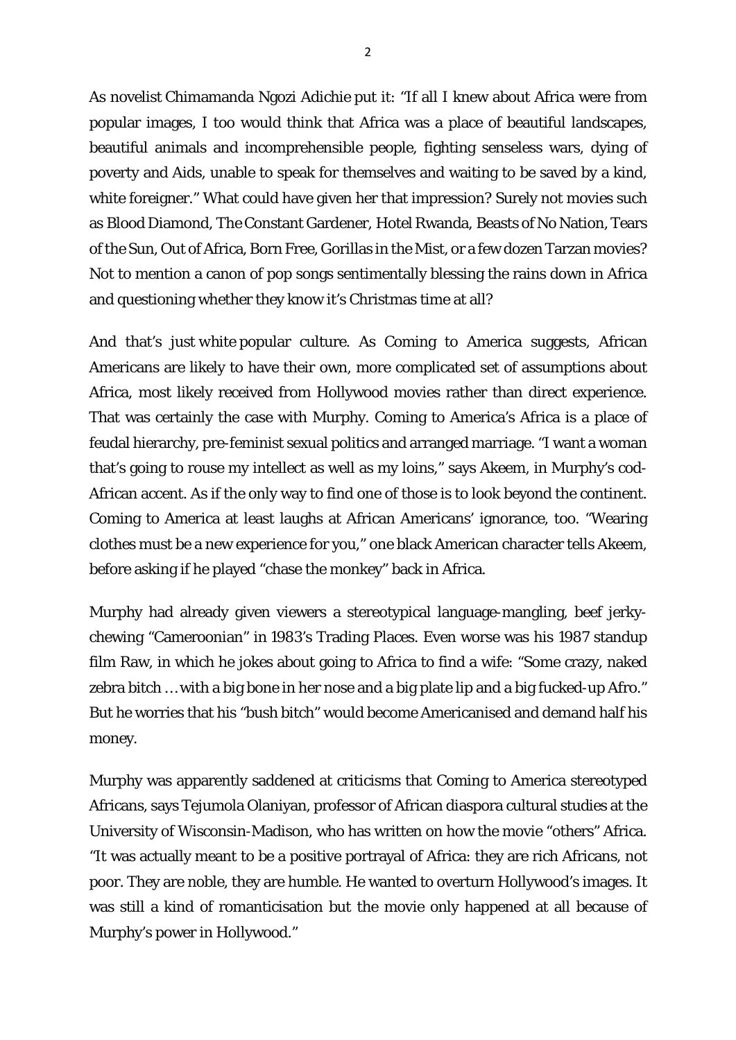As novelist Chimamanda Ngozi Adichie put it: "If all I knew about Africa were from popular images, I too would think that Africa was a place of beautiful landscapes, beautiful animals and incomprehensible people, fighting senseless wars, dying of poverty and Aids, unable to speak for themselves and waiting to be saved by a kind, white foreigner." What could have given her that impression? Surely not movies such as Blood Diamond, The Constant Gardener, Hotel Rwanda, Beasts of No Nation, Tears of the Sun, Out of Africa, Born Free, Gorillas in the Mist, or a few dozen Tarzan movies? Not to mention a canon of pop songs sentimentally blessing the rains down in Africa and questioning whether they know it's Christmas time at all?

And that's just white popular culture. As Coming to America suggests, African Americans are likely to have their own, more complicated set of assumptions about Africa, most likely received from Hollywood movies rather than direct experience. That was certainly the case with Murphy. Coming to America's Africa is a place of feudal hierarchy, pre-feminist sexual politics and arranged marriage. "I want a woman that's going to rouse my intellect as well as my loins," says Akeem, in Murphy's cod-African accent. As if the only way to find one of those is to look beyond the continent. Coming to America at least laughs at African Americans' ignorance, too. "Wearing clothes must be a new experience for you," one black American character tells Akeem, before asking if he played "chase the monkey" back in Africa.

Murphy had already given viewers a stereotypical language-mangling, beef jerky-chewing "Cameroonian" in 1983's Trading Places. Even worse was his 1987 standup film Raw, in which he jokes about going to Africa to find a wife: "Some crazy, naked zebra bitch … with a big bone in her nose and a big plate lip and a big fucked-up Afro." But he worries that his "bush bitch" would become Americanised and demand half his money.

Murphy was apparently saddened at criticisms that Coming to America stereotyped Africans, says Tejumola Olaniyan, professor of African diaspora cultural studies at the University of Wisconsin-Madison, who has written on how the movie "others" Africa. "It was actually meant to be a positive portrayal of Africa: they are rich Africans, not poor. They are noble, they are humble. He wanted to overturn Hollywood's images. It was still a kind of romanticisation but the movie only happened at all because of Murphy's power in Hollywood."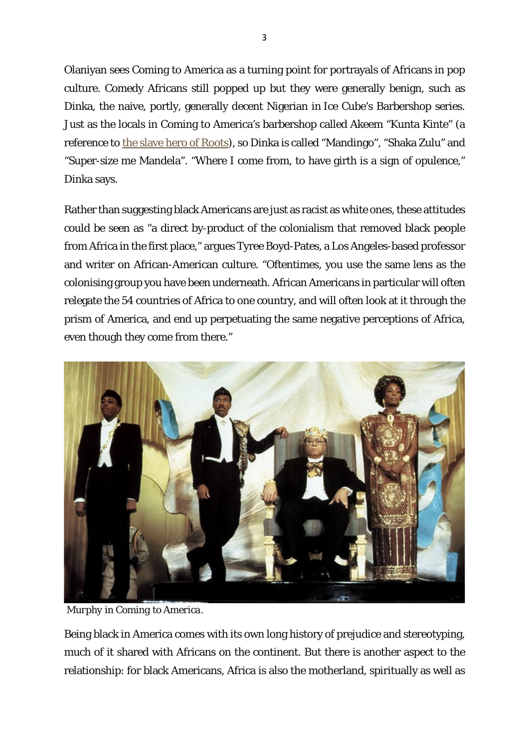Olaniyan sees Coming to America as a turning point for portrayals of Africans in pop culture. Comedy Africans still popped up but they were generally benign, such as Dinka, the naive, portly, generally decent Nigerian in Ice Cube's Barbershop series. Just as the locals in Coming to America's barbershop called Akeem "Kunta Kinte" (a reference to [the slave hero of Roots]), so Dinka is called "Mandingo", "Shaka Zulu" and "Super-size me Mandela". "Where I come from, to have girth is a sign of opulence," Dinka says.

Rather than suggesting black Americans are just as racist as white ones, these attitudes could be seen as "a direct by-product of the colonialism that removed black people from Africa in the first place," argues Tyree Boyd-Pates, a Los Angeles-based professor and writer on African-American culture. "Oftentimes, you use the same lens as the colonising group you have been underneath. African Americans in particular will often relegate the 54 countries of Africa to one country, and will often look at it through the prism of America, and end up perpetuating the same negative perceptions of Africa, even though they come from there."

*Murphy in Coming to America.*

Being black in America comes with its own long history of prejudice and stereotyping, much of it shared with Africans on the continent. But there is another aspect to the relationship: for black Americans, Africa is also the motherland, spiritually as well as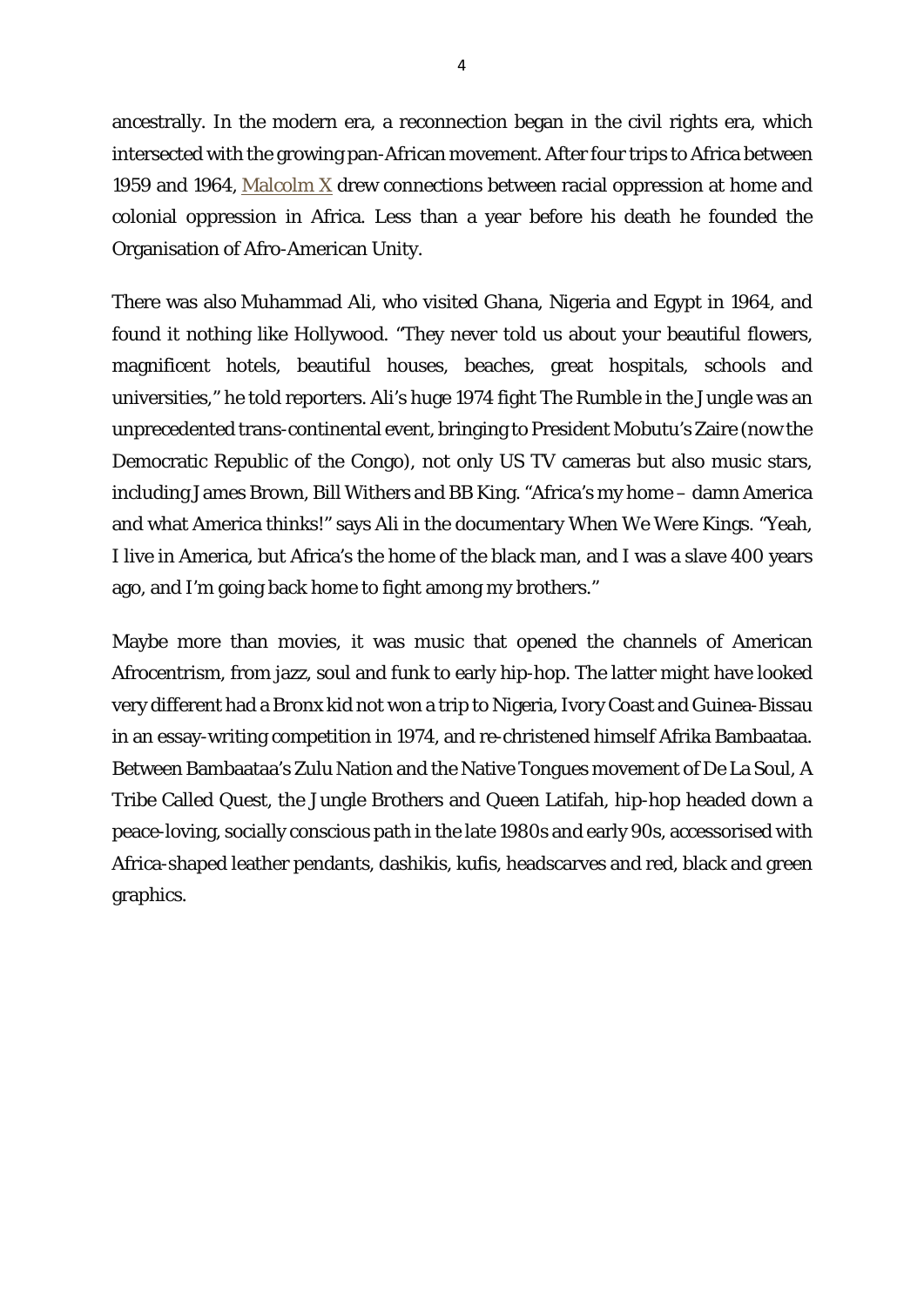ancestrally. In the modern era, a reconnection began in the civil rights era, which intersected with the growing pan-African movement. After four trips to Africa between 1959 and 1964, [Malcolm X] drew connections between racial oppression at home and colonial oppression in Africa. Less than a year before his death he founded the Organisation of Afro-American Unity.

There was also Muhammad Ali, who visited Ghana, Nigeria and Egypt in 1964, and found it nothing like Hollywood. "They never told us about your beautiful flowers, magnificent hotels, beautiful houses, beaches, great hospitals, schools and universities," he told reporters. Ali's huge 1974 fight The Rumble in the Jungle was an unprecedented trans-continental event, bringing to President Mobutu's Zaire (now the Democratic Republic of the Congo), not only US TV cameras but also music stars, including James Brown, Bill Withers and BB King. "Africa's my home – damn America and what America thinks!" says Ali in the documentary When We Were Kings. "Yeah, I live in America, but Africa's the home of the black man, and I was a slave 400 years ago, and I'm going back home to fight among my brothers."

Maybe more than movies, it was music that opened the channels of American Afrocentrism, from jazz, soul and funk to early hip-hop. The latter might have looked very different had a Bronx kid not won a trip to Nigeria, Ivory Coast and Guinea-Bissau in an essay-writing competition in 1974, and re-christened himself Afrika Bambaataa. Between Bambaataa's Zulu Nation and the Native Tongues movement of De La Soul, A Tribe Called Quest, the Jungle Brothers and Queen Latifah, hip-hop headed down a peace-loving, socially conscious path in the late 1980s and early 90s, accessorised with Africa-shaped leather pendants, dashikis, kufis, headscarves and red, black and green graphics.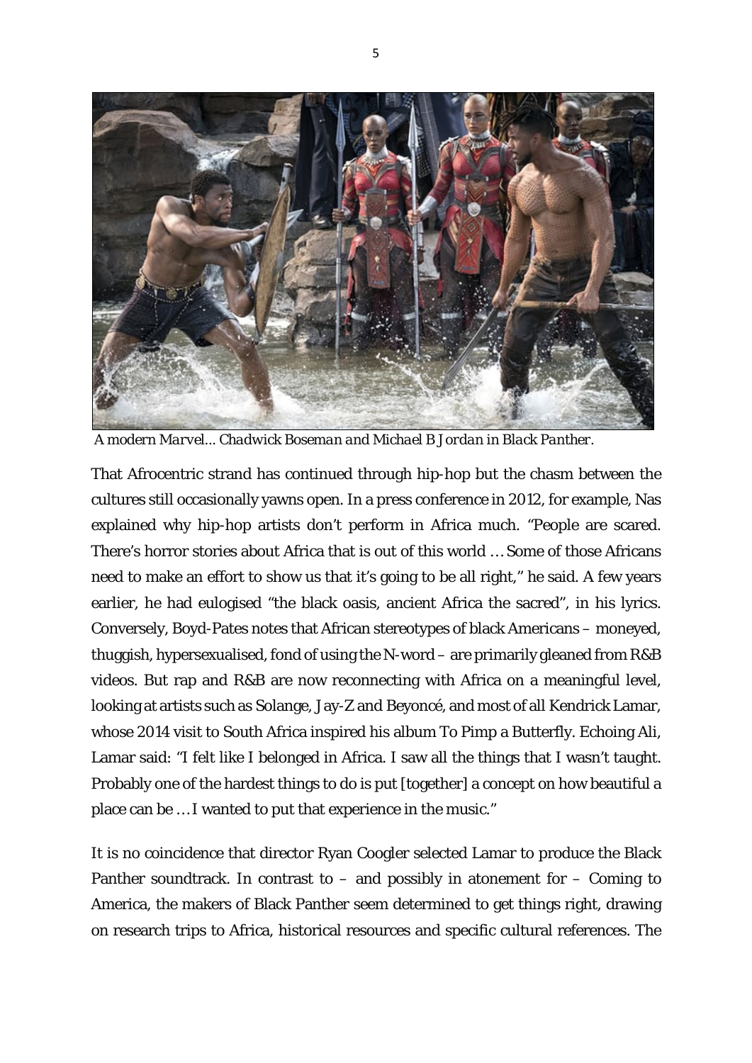*A modern Marvel... Chadwick Boseman and Michael B Jordan in Black Panther.*

That Afrocentric strand has continued through hip-hop but the chasm between the cultures still occasionally yawns open. In a press conference in 2012, for example, Nas explained why hip-hop artists don't perform in Africa much. "People are scared. There's horror stories about Africa that is out of this world … Some of those Africans need to make an effort to show us that it's going to be all right," he said. A few years earlier, he had eulogised "the black oasis, ancient Africa the sacred", in his lyrics. Conversely, Boyd-Pates notes that African stereotypes of black Americans – moneyed, thuggish, hypersexualised, fond of using the N-word – are primarily gleaned from R&B videos. But rap and R&B are now reconnecting with Africa on a meaningful level, looking at artists such as Solange, Jay-Z and Beyoncé, and most of all Kendrick Lamar, whose 2014 visit to South Africa inspired his album To Pimp a Butterfly. Echoing Ali, Lamar said: "I felt like I belonged in Africa. I saw all the things that I wasn't taught. Probably one of the hardest things to do is put [together] a concept on how beautiful a place can be … I wanted to put that experience in the music."

It is no coincidence that director Ryan Coogler selected Lamar to produce the Black Panther soundtrack. In contrast to – and possibly in atonement for – Coming to America, the makers of Black Panther seem determined to get things right, drawing on research trips to Africa, historical resources and specific cultural references. The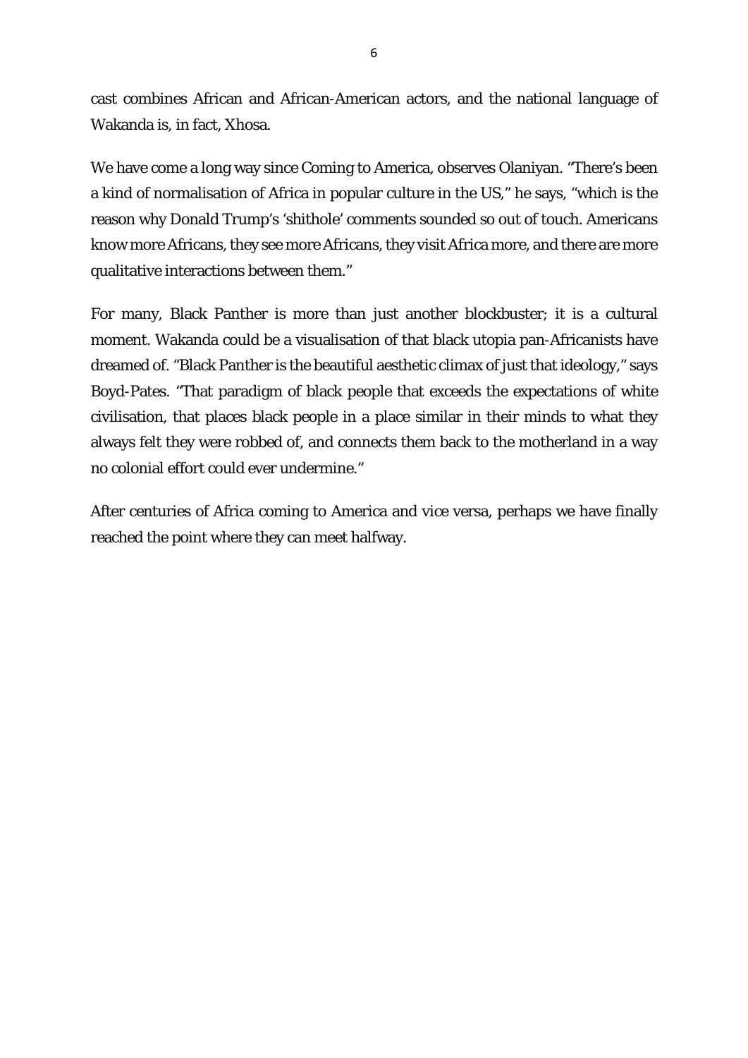cast combines African and African-American actors, and the national language of Wakanda is, in fact, Xhosa.

We have come a long way since Coming to America, observes Olaniyan. “There’s been a kind of normalisation of Africa in popular culture in the US,” he says, “which is the reason why Donald Trump’s ‘shithole’ comments sounded so out of touch. Americans know more Africans, they see more Africans, they visit Africa more, and there are more qualitative interactions between them.”

For many, Black Panther is more than just another blockbuster; it is a cultural moment. Wakanda could be a visualisation of that black utopia pan-Africanists have dreamed of. “Black Panther is the beautiful aesthetic climax of just that ideology,” says Boyd-Pates. “That paradigm of black people that exceeds the expectations of white civilisation, that places black people in a place similar in their minds to what they always felt they were robbed of, and connects them back to the motherland in a way no colonial effort could ever undermine.”

After centuries of Africa coming to America and vice versa, perhaps we have finally reached the point where they can meet halfway.